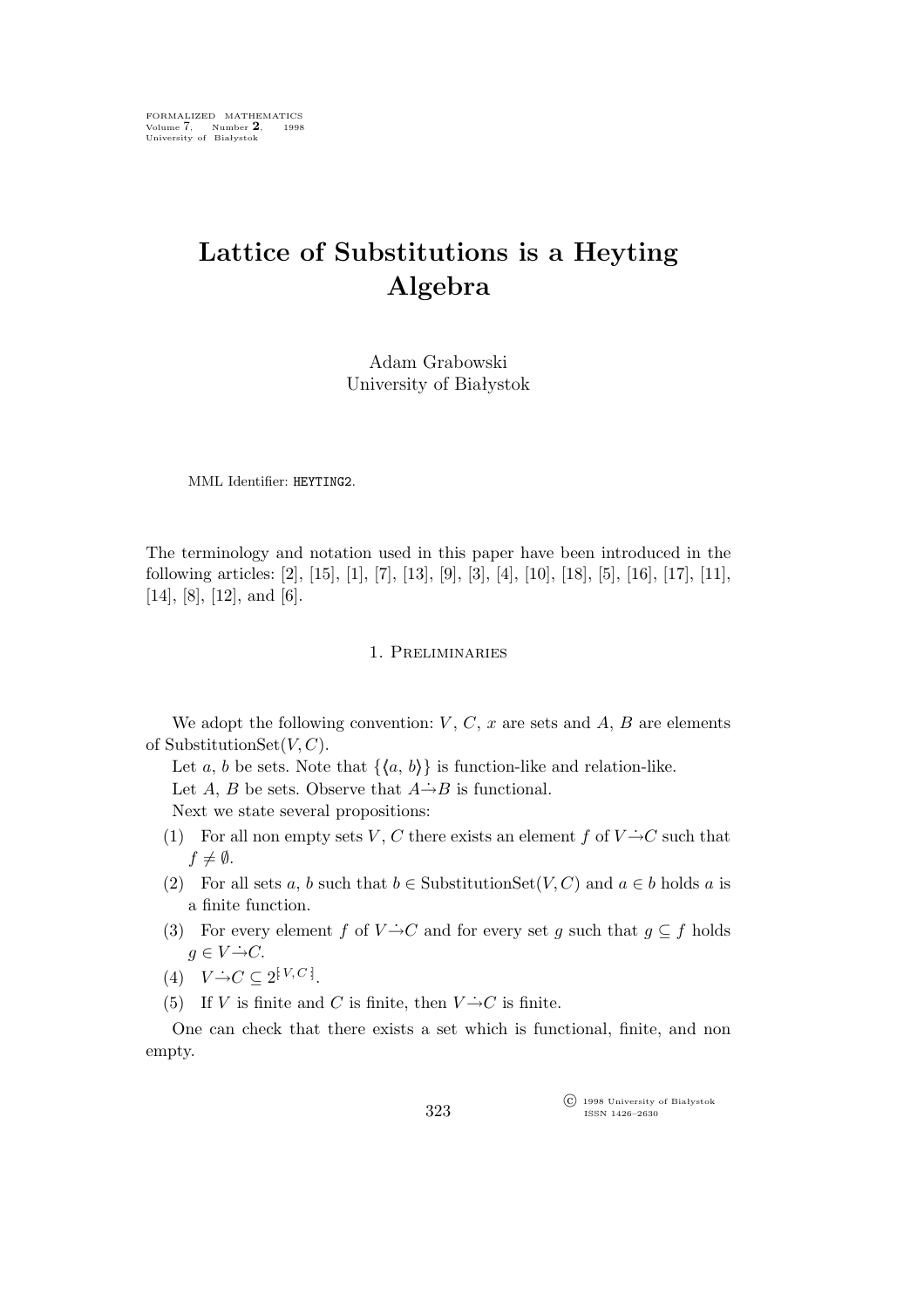# Lattice of Substitutions is a Heyting Algebra

Adam Grabowski
University of Białystok

MML Identifier: HEYTING2.

The terminology and notation used in this paper have been introduced in the following articles: [2], [15], [1], [7], [13], [9], [3], [4], [10], [18], [5], [16], [17], [11], [14], [8], [12], and [6].

## 1. Preliminaries

We adopt the following convention: $V$, $C$, $x$ are sets and $A$, $B$ are elements of SubstitutionSet$(V, C)$.

Let $a$, $b$ be sets. Note that $\{\langle a, b\rangle\}$ is function-like and relation-like.

Let $A$, $B$ be sets. Observe that $A \dot{\rightarrow} B$ is functional.

Next we state several propositions:

(1) For all non empty sets $V$, $C$ there exists an element $f$ of $V \dot{\rightarrow} C$ such that $f \neq \emptyset$.

(2) For all sets $a$, $b$ such that $b \in$ SubstitutionSet$(V, C)$ and $a \in b$ holds $a$ is a finite function.

(3) For every element $f$ of $V \dot{\rightarrow} C$ and for every set $g$ such that $g \subseteq f$ holds $g \in V \dot{\rightarrow} C$.

(4) $V \dot{\rightarrow} C \subseteq 2^{[\!:V, C:\!]}$.

(5) If $V$ is finite and $C$ is finite, then $V \dot{\rightarrow} C$ is finite.

One can check that there exists a set which is functional, finite, and non empty.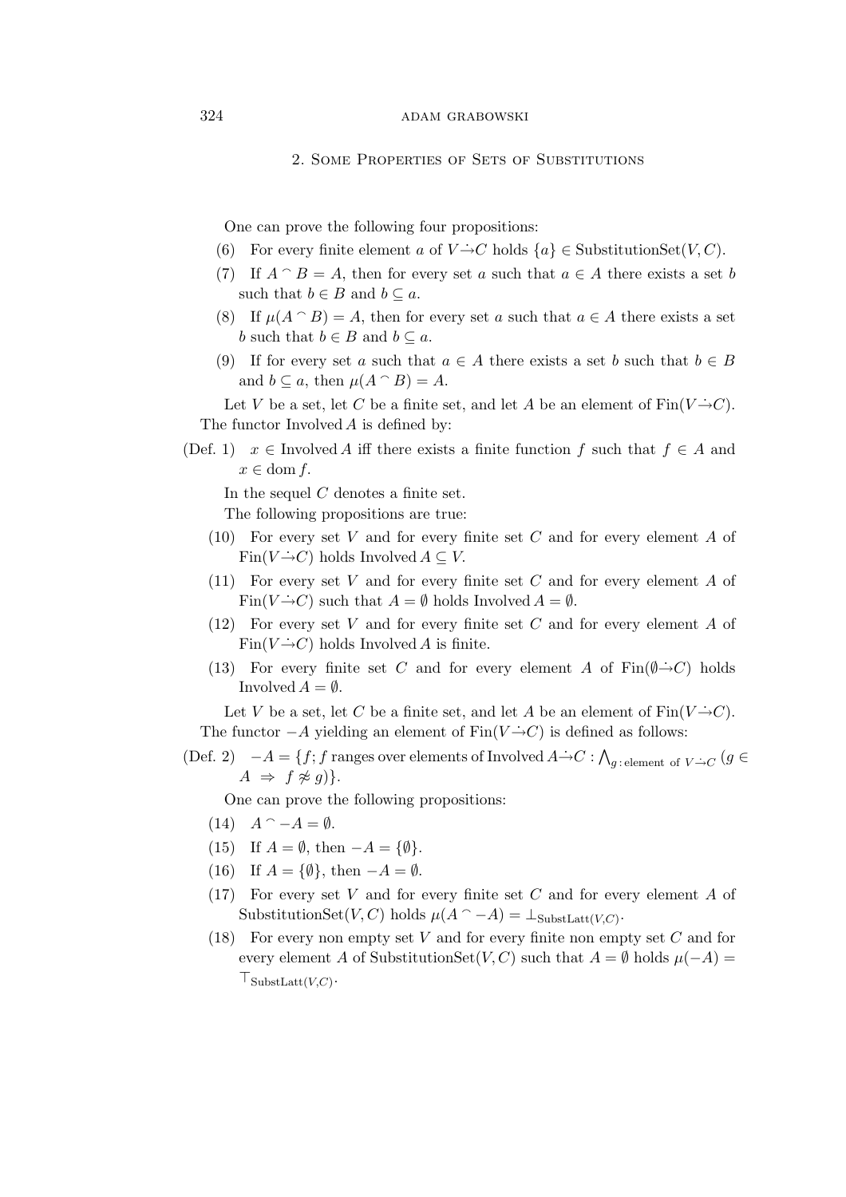## 2. Some Properties of Sets of Substitutions

One can prove the following four propositions:

(6) For every finite element $a$ of $V \dot{\rightarrow} C$ holds $\{a\} \in \mathrm{SubstitutionSet}(V, C)$.

(7) If $A \frown B = A$, then for every set $a$ such that $a \in A$ there exists a set $b$ such that $b \in B$ and $b \subseteq a$.

(8) If $\mu(A \frown B) = A$, then for every set $a$ such that $a \in A$ there exists a set $b$ such that $b \in B$ and $b \subseteq a$.

(9) If for every set $a$ such that $a \in A$ there exists a set $b$ such that $b \in B$ and $b \subseteq a$, then $\mu(A \frown B) = A$.

Let $V$ be a set, let $C$ be a finite set, and let $A$ be an element of $\mathrm{Fin}(V \dot{\rightarrow} C)$. The functor $\mathrm{Involved}\, A$ is defined by:

(Def. 1) $x \in \mathrm{Involved}\, A$ iff there exists a finite function $f$ such that $f \in A$ and $x \in \mathrm{dom}\, f$.

In the sequel $C$ denotes a finite set.

The following propositions are true:

(10) For every set $V$ and for every finite set $C$ and for every element $A$ of $\mathrm{Fin}(V \dot{\rightarrow} C)$ holds $\mathrm{Involved}\, A \subseteq V$.

(11) For every set $V$ and for every finite set $C$ and for every element $A$ of $\mathrm{Fin}(V \dot{\rightarrow} C)$ such that $A = \emptyset$ holds $\mathrm{Involved}\, A = \emptyset$.

(12) For every set $V$ and for every finite set $C$ and for every element $A$ of $\mathrm{Fin}(V \dot{\rightarrow} C)$ holds $\mathrm{Involved}\, A$ is finite.

(13) For every finite set $C$ and for every element $A$ of $\mathrm{Fin}(\emptyset \dot{\rightarrow} C)$ holds $\mathrm{Involved}\, A = \emptyset$.

Let $V$ be a set, let $C$ be a finite set, and let $A$ be an element of $\mathrm{Fin}(V \dot{\rightarrow} C)$. The functor $-A$ yielding an element of $\mathrm{Fin}(V \dot{\rightarrow} C)$ is defined as follows:

(Def. 2) $-A = \{f; f \text{ ranges over elements of } \mathrm{Involved}\, A \dot{\rightarrow} C : \bigwedge_{g\,:\,\text{element of } V \dot{\rightarrow} C} (g \in A \Rightarrow f \not\approx g)\}$.

One can prove the following propositions:

(14) $A \frown -A = \emptyset$.

(15) If $A = \emptyset$, then $-A = \{\emptyset\}$.

(16) If $A = \{\emptyset\}$, then $-A = \emptyset$.

(17) For every set $V$ and for every finite set $C$ and for every element $A$ of $\mathrm{SubstitutionSet}(V, C)$ holds $\mu(A \frown -A) = \bot_{\mathrm{SubstLatt}(V,C)}$.

(18) For every non empty set $V$ and for every finite non empty set $C$ and for every element $A$ of $\mathrm{SubstitutionSet}(V, C)$ such that $A = \emptyset$ holds $\mu(-A) = \top_{\mathrm{SubstLatt}(V,C)}$.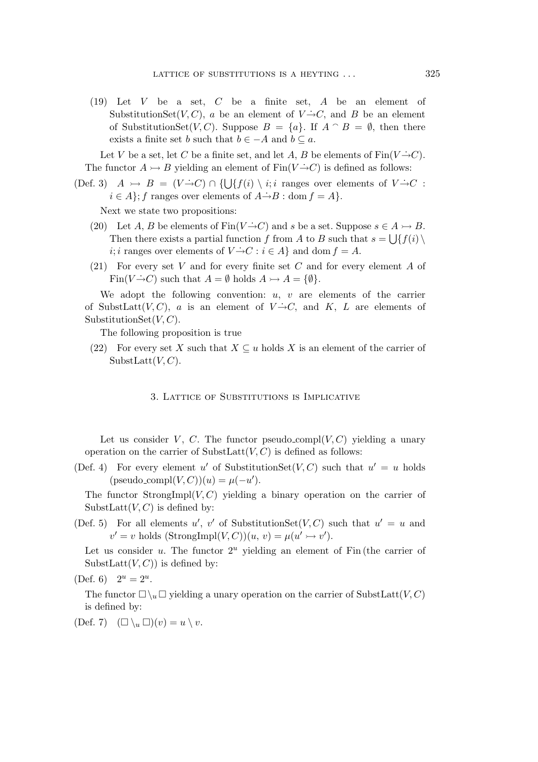(19) Let $V$ be a set, $C$ be a finite set, $A$ be an element of $\mathrm{SubstitutionSet}(V, C)$, $a$ be an element of $V \dot{\to} C$, and $B$ be an element of $\mathrm{SubstitutionSet}(V, C)$. Suppose $B = \{a\}$. If $A \frown B = \emptyset$, then there exists a finite set $b$ such that $b \in -A$ and $b \subseteq a$.

Let $V$ be a set, let $C$ be a finite set, and let $A$, $B$ be elements of $\mathrm{Fin}(V \dot{\to} C)$. The functor $A \rightarrowtail B$ yielding an element of $\mathrm{Fin}(V \dot{\to} C)$ is defined as follows:

(Def. 3) $A \rightarrowtail B = (V \dot{\to} C) \cap \{\bigcup\{f(i) \setminus i; i$ ranges over elements of $V \dot{\to} C$ : $i \in A\}; f$ ranges over elements of $A \dot{\to} B : \mathrm{dom}\, f = A\}$.

Next we state two propositions:

(20) Let $A$, $B$ be elements of $\mathrm{Fin}(V \dot{\to} C)$ and $s$ be a set. Suppose $s \in A \rightarrowtail B$. Then there exists a partial function $f$ from $A$ to $B$ such that $s = \bigcup\{f(i) \setminus i; i$ ranges over elements of $V \dot{\to} C : i \in A\}$ and $\mathrm{dom}\, f = A$.

(21) For every set $V$ and for every finite set $C$ and for every element $A$ of $\mathrm{Fin}(V \dot{\to} C)$ such that $A = \emptyset$ holds $A \rightarrowtail A = \{\emptyset\}$.

We adopt the following convention: $u$, $v$ are elements of the carrier of $\mathrm{SubstLatt}(V, C)$, $a$ is an element of $V \dot{\to} C$, and $K$, $L$ are elements of $\mathrm{SubstitutionSet}(V, C)$.

The following proposition is true

(22) For every set $X$ such that $X \subseteq u$ holds $X$ is an element of the carrier of $\mathrm{SubstLatt}(V, C)$.

## 3. Lattice of Substitutions is Implicative

Let us consider $V$, $C$. The functor $\mathrm{pseudo\_compl}(V, C)$ yielding a unary operation on the carrier of $\mathrm{SubstLatt}(V, C)$ is defined as follows:

(Def. 4) For every element $u'$ of $\mathrm{SubstitutionSet}(V, C)$ such that $u' = u$ holds $(\mathrm{pseudo\_compl}(V, C))(u) = \mu(-u')$.

The functor $\mathrm{StrongImpl}(V, C)$ yielding a binary operation on the carrier of $\mathrm{SubstLatt}(V, C)$ is defined by:

(Def. 5) For all elements $u'$, $v'$ of $\mathrm{SubstitutionSet}(V, C)$ such that $u' = u$ and $v' = v$ holds $(\mathrm{StrongImpl}(V, C))(u, v) = \mu(u' \rightarrowtail v')$.

Let us consider $u$. The functor $2^u$ yielding an element of Fin (the carrier of $\mathrm{SubstLatt}(V, C)$) is defined by:

(Def. 6) $2^u = 2^u$.

The functor $\square \setminus_u \square$ yielding a unary operation on the carrier of $\mathrm{SubstLatt}(V, C)$ is defined by:

(Def. 7) $(\square \setminus_u \square)(v) = u \setminus v$.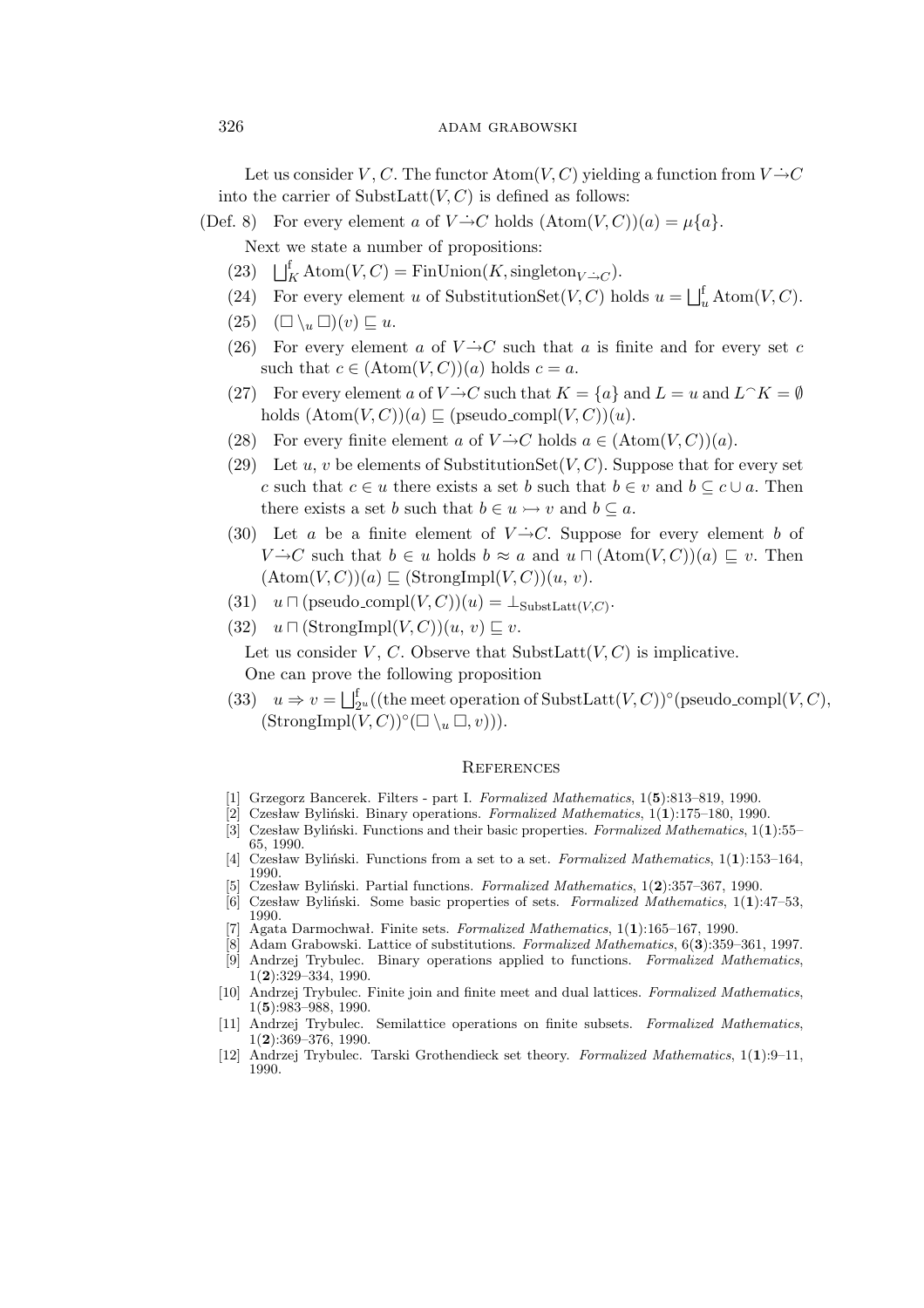Let us consider $V$, $C$. The functor $\mathrm{Atom}(V, C)$ yielding a function from $V \dot{\to} C$ into the carrier of $\mathrm{SubstLatt}(V, C)$ is defined as follows:

(Def. 8) For every element $a$ of $V \dot{\to} C$ holds $(\mathrm{Atom}(V, C))(a) = \mu\{a\}$.

Next we state a number of propositions:

(23) $\bigsqcup^{\mathrm{f}}_{K} \mathrm{Atom}(V, C) = \mathrm{FinUnion}(K, \mathrm{singleton}_{V \dot{\to} C})$.

(24) For every element $u$ of $\mathrm{SubstitutionSet}(V, C)$ holds $u = \bigsqcup^{\mathrm{f}}_{u} \mathrm{Atom}(V, C)$.

(25) $(\Box \setminus_{u} \Box)(v) \sqsubseteq u$.

(26) For every element $a$ of $V \dot{\to} C$ such that $a$ is finite and for every set $c$ such that $c \in (\mathrm{Atom}(V, C))(a)$ holds $c = a$.

(27) For every element $a$ of $V \dot{\to} C$ such that $K = \{a\}$ and $L = u$ and $L \hat{\ } K = \emptyset$ holds $(\mathrm{Atom}(V, C))(a) \sqsubseteq (\mathrm{pseudo\_compl}(V, C))(u)$.

(28) For every finite element $a$ of $V \dot{\to} C$ holds $a \in (\mathrm{Atom}(V, C))(a)$.

(29) Let $u$, $v$ be elements of $\mathrm{SubstitutionSet}(V, C)$. Suppose that for every set $c$ such that $c \in u$ there exists a set $b$ such that $b \in v$ and $b \subseteq c \cup a$. Then there exists a set $b$ such that $b \in u \rightarrowtail v$ and $b \subseteq a$.

(30) Let $a$ be a finite element of $V \dot{\to} C$. Suppose for every element $b$ of $V \dot{\to} C$ such that $b \in u$ holds $b \approx a$ and $u \sqcap (\mathrm{Atom}(V, C))(a) \sqsubseteq v$. Then $(\mathrm{Atom}(V, C))(a) \sqsubseteq (\mathrm{StrongImpl}(V, C))(u, v)$.

(31) $u \sqcap (\mathrm{pseudo\_compl}(V, C))(u) = \bot_{\mathrm{SubstLatt}(V,C)}$.

(32) $u \sqcap (\mathrm{StrongImpl}(V, C))(u, v) \sqsubseteq v$.

Let us consider $V$, $C$. Observe that $\mathrm{SubstLatt}(V, C)$ is implicative.

One can prove the following proposition

(33) $u \Rightarrow v = \bigsqcup^{\mathrm{f}}_{2^u}((\text{the meet operation of } \mathrm{SubstLatt}(V, C))^{\circ}(\mathrm{pseudo\_compl}(V, C), (\mathrm{StrongImpl}(V, C))^{\circ}(\Box \setminus_{u} \Box, v)))$.

## References

[1] Grzegorz Bancerek. Filters - part I. *Formalized Mathematics*, 1(**5**):813–819, 1990.

[2] Czesław Byliński. Binary operations. *Formalized Mathematics*, 1(**1**):175–180, 1990.

[3] Czesław Byliński. Functions and their basic properties. *Formalized Mathematics*, 1(**1**):55–65, 1990.

[4] Czesław Byliński. Functions from a set to a set. *Formalized Mathematics*, 1(**1**):153–164, 1990.

[5] Czesław Byliński. Partial functions. *Formalized Mathematics*, 1(**2**):357–367, 1990.

[6] Czesław Byliński. Some basic properties of sets. *Formalized Mathematics*, 1(**1**):47–53, 1990.

[7] Agata Darmochwał. Finite sets. *Formalized Mathematics*, 1(**1**):165–167, 1990.

[8] Adam Grabowski. Lattice of substitutions. *Formalized Mathematics*, 6(**3**):359–361, 1997.

[9] Andrzej Trybulec. Binary operations applied to functions. *Formalized Mathematics*, 1(**2**):329–334, 1990.

[10] Andrzej Trybulec. Finite join and finite meet and dual lattices. *Formalized Mathematics*, 1(**5**):983–988, 1990.

[11] Andrzej Trybulec. Semilattice operations on finite subsets. *Formalized Mathematics*, 1(**2**):369–376, 1990.

[12] Andrzej Trybulec. Tarski Grothendieck set theory. *Formalized Mathematics*, 1(**1**):9–11, 1990.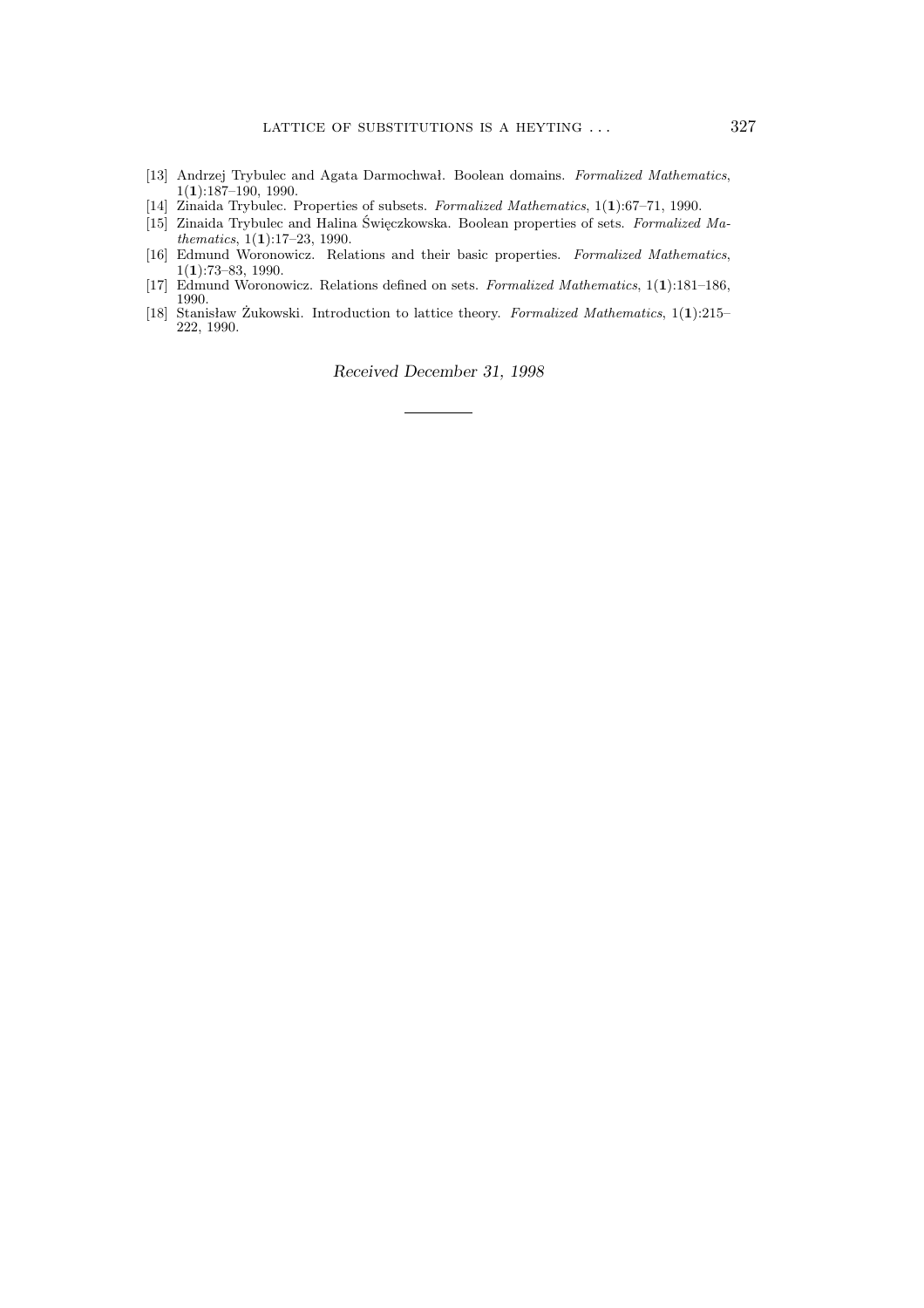[13] Andrzej Trybulec and Agata Darmochwał. Boolean domains. *Formalized Mathematics*, 1(**1**):187–190, 1990.

[14] Zinaida Trybulec. Properties of subsets. *Formalized Mathematics*, 1(**1**):67–71, 1990.

[15] Zinaida Trybulec and Halina Święczkowska. Boolean properties of sets. *Formalized Mathematics*, 1(**1**):17–23, 1990.

[16] Edmund Woronowicz. Relations and their basic properties. *Formalized Mathematics*, 1(**1**):73–83, 1990.

[17] Edmund Woronowicz. Relations defined on sets. *Formalized Mathematics*, 1(**1**):181–186, 1990.

[18] Stanisław Żukowski. Introduction to lattice theory. *Formalized Mathematics*, 1(**1**):215–222, 1990.

*Received December 31, 1998*